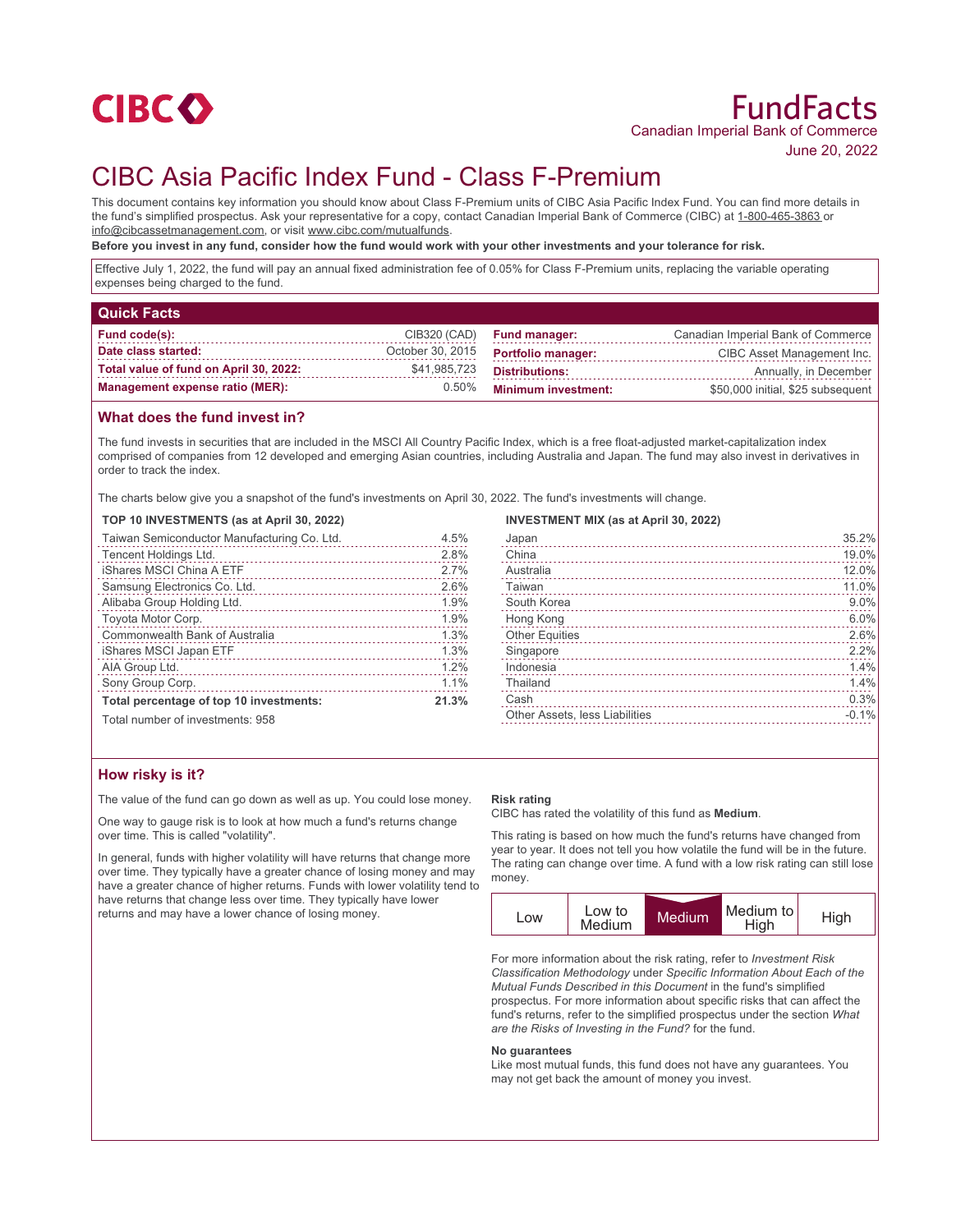CIBC

# FundFacts

Canadian Imperial Bank of Commerce
June 20, 2022

# CIBC Asia Pacific Index Fund - Class F-Premium

This document contains key information you should know about Class F-Premium units of CIBC Asia Pacific Index Fund. You can find more details in the fund's simplified prospectus. Ask your representative for a copy, contact Canadian Imperial Bank of Commerce (CIBC) at 1-800-465-3863 or info@cibcassetmanagement.com, or visit www.cibc.com/mutualfunds.

**Before you invest in any fund, consider how the fund would work with your other investments and your tolerance for risk.**

Effective July 1, 2022, the fund will pay an annual fixed administration fee of 0.05% for Class F-Premium units, replacing the variable operating expenses being charged to the fund.

## Quick Facts

| | | | |
|---|---|---|---|
| **Fund code(s):** | CIB320 (CAD) | **Fund manager:** | Canadian Imperial Bank of Commerce |
| **Date class started:** | October 30, 2015 | **Portfolio manager:** | CIBC Asset Management Inc. |
| **Total value of fund on April 30, 2022:** | $41,985,723 | **Distributions:** | Annually, in December |
| **Management expense ratio (MER):** | 0.50% | **Minimum investment:** | $50,000 initial, $25 subsequent |

## What does the fund invest in?

The fund invests in securities that are included in the MSCI All Country Pacific Index, which is a free float-adjusted market-capitalization index comprised of companies from 12 developed and emerging Asian countries, including Australia and Japan. The fund may also invest in derivatives in order to track the index.

The charts below give you a snapshot of the fund's investments on April 30, 2022. The fund's investments will change.

**TOP 10 INVESTMENTS (as at April 30, 2022)**

| | |
|---|---|
| Taiwan Semiconductor Manufacturing Co. Ltd. | 4.5% |
| Tencent Holdings Ltd. | 2.8% |
| iShares MSCI China A ETF | 2.7% |
| Samsung Electronics Co. Ltd. | 2.6% |
| Alibaba Group Holding Ltd. | 1.9% |
| Toyota Motor Corp. | 1.9% |
| Commonwealth Bank of Australia | 1.3% |
| iShares MSCI Japan ETF | 1.3% |
| AIA Group Ltd. | 1.2% |
| Sony Group Corp. | 1.1% |
| **Total percentage of top 10 investments:** | **21.3%** |

Total number of investments: 958

**INVESTMENT MIX (as at April 30, 2022)**

| | |
|---|---|
| Japan | 35.2% |
| China | 19.0% |
| Australia | 12.0% |
| Taiwan | 11.0% |
| South Korea | 9.0% |
| Hong Kong | 6.0% |
| Other Equities | 2.6% |
| Singapore | 2.2% |
| Indonesia | 1.4% |
| Thailand | 1.4% |
| Cash | 0.3% |
| Other Assets, less Liabilities | -0.1% |

## How risky is it?

The value of the fund can go down as well as up. You could lose money.

One way to gauge risk is to look at how much a fund's returns change over time. This is called "volatility".

In general, funds with higher volatility will have returns that change more over time. They typically have a greater chance of losing money and may have a greater chance of higher returns. Funds with lower volatility tend to have returns that change less over time. They typically have lower returns and may have a lower chance of losing money.

**Risk rating**

CIBC has rated the volatility of this fund as **Medium**.

This rating is based on how much the fund's returns have changed from year to year. It does not tell you how volatile the fund will be in the future. The rating can change over time. A fund with a low risk rating can still lose money.

| Low | Low to Medium | **Medium** | Medium to High | High |
|---|---|---|---|---|

For more information about the risk rating, refer to *Investment Risk Classification Methodology* under *Specific Information About Each of the Mutual Funds Described in this Document* in the fund's simplified prospectus. For more information about specific risks that can affect the fund's returns, refer to the simplified prospectus under the section *What are the Risks of Investing in the Fund?* for the fund.

**No guarantees**

Like most mutual funds, this fund does not have any guarantees. You may not get back the amount of money you invest.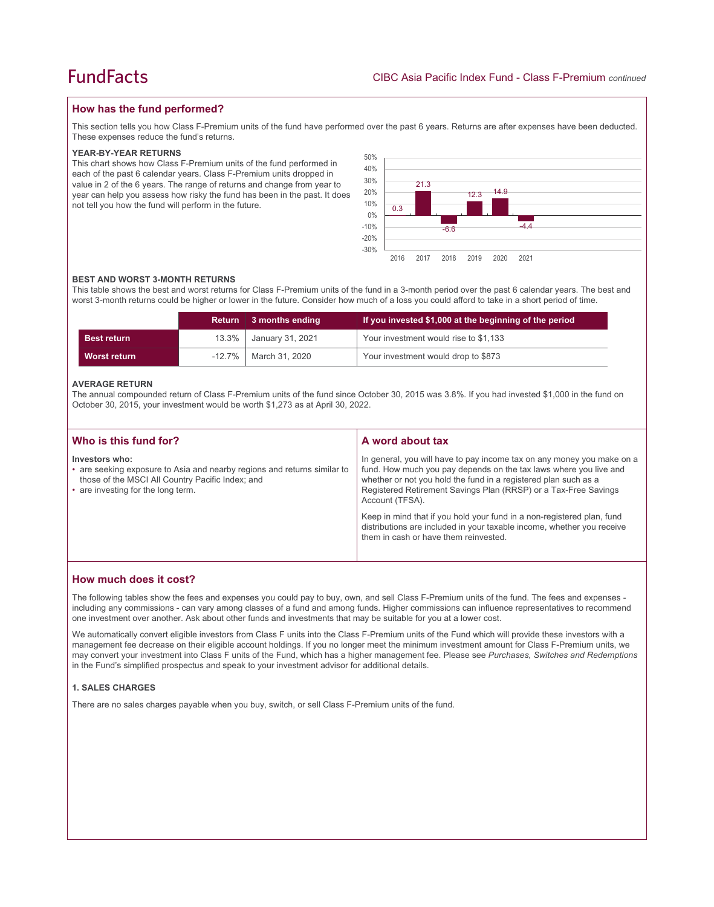## How has the fund performed?

This section tells you how Class F-Premium units of the fund have performed over the past 6 years. Returns are after expenses have been deducted. These expenses reduce the fund's returns.

### YEAR-BY-YEAR RETURNS

This chart shows how Class F-Premium units of the fund performed in each of the past 6 calendar years. Class F-Premium units dropped in value in 2 of the 6 years. The range of returns and change from year to year can help you assess how risky the fund has been in the past. It does not tell you how the fund will perform in the future.

| Year | Return (%) |
|---|---|
| 2016 | 0.3 |
| 2017 | 21.3 |
| 2018 | -6.6 |
| 2019 | 12.3 |
| 2020 | 14.9 |
| 2021 | -4.4 |

### BEST AND WORST 3-MONTH RETURNS

This table shows the best and worst returns for Class F-Premium units of the fund in a 3-month period over the past 6 calendar years. The best and worst 3-month returns could be higher or lower in the future. Consider how much of a loss you could afford to take in a short period of time.

| | Return | 3 months ending | If you invested $1,000 at the beginning of the period |
|---|---|---|---|
| **Best return** | 13.3% | January 31, 2021 | Your investment would rise to $1,133 |
| **Worst return** | -12.7% | March 31, 2020 | Your investment would drop to $873 |

### AVERAGE RETURN

The annual compounded return of Class F-Premium units of the fund since October 30, 2015 was 3.8%. If you had invested $1,000 in the fund on October 30, 2015, your investment would be worth $1,273 as at April 30, 2022.

## Who is this fund for?

**Investors who:**

- are seeking exposure to Asia and nearby regions and returns similar to those of the MSCI All Country Pacific Index; and
- are investing for the long term.

## A word about tax

In general, you will have to pay income tax on any money you make on a fund. How much you pay depends on the tax laws where you live and whether or not you hold the fund in a registered plan such as a Registered Retirement Savings Plan (RRSP) or a Tax-Free Savings Account (TFSA).

Keep in mind that if you hold your fund in a non-registered plan, fund distributions are included in your taxable income, whether you receive them in cash or have them reinvested.

## How much does it cost?

The following tables show the fees and expenses you could pay to buy, own, and sell Class F-Premium units of the fund. The fees and expenses - including any commissions - can vary among classes of a fund and among funds. Higher commissions can influence representatives to recommend one investment over another. Ask about other funds and investments that may be suitable for you at a lower cost.

We automatically convert eligible investors from Class F units into the Class F-Premium units of the Fund which will provide these investors with a management fee decrease on their eligible account holdings. If you no longer meet the minimum investment amount for Class F-Premium units, we may convert your investment into Class F units of the Fund, which has a higher management fee. Please see *Purchases, Switches and Redemptions* in the Fund's simplified prospectus and speak to your investment advisor for additional details.

### 1. SALES CHARGES

There are no sales charges payable when you buy, switch, or sell Class F-Premium units of the fund.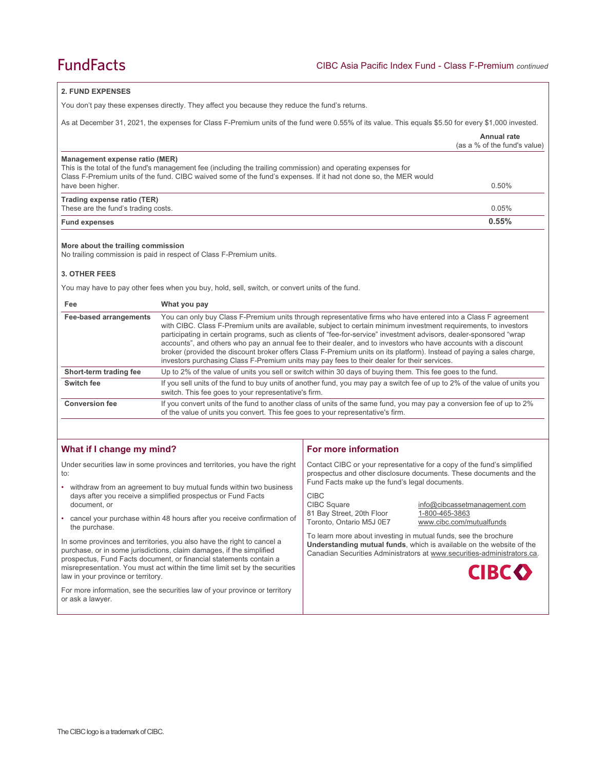## 2. FUND EXPENSES

You don't pay these expenses directly. They affect you because they reduce the fund's returns.

As at December 31, 2021, the expenses for Class F-Premium units of the fund were 0.55% of its value. This equals $5.50 for every $1,000 invested.

| | Annual rate (as a % of the fund's value) |
|---|---|
| **Management expense ratio (MER)**<br>This is the total of the fund's management fee (including the trailing commission) and operating expenses for Class F-Premium units of the fund. CIBC waived some of the fund's expenses. If it had not done so, the MER would have been higher. | 0.50% |
| **Trading expense ratio (TER)**<br>These are the fund's trading costs. | 0.05% |
| **Fund expenses** | **0.55%** |

**More about the trailing commission**

No trailing commission is paid in respect of Class F-Premium units.

## 3. OTHER FEES

You may have to pay other fees when you buy, hold, sell, switch, or convert units of the fund.

| Fee | What you pay |
|---|---|
| **Fee-based arrangements** | You can only buy Class F-Premium units through representative firms who have entered into a Class F agreement with CIBC. Class F-Premium units are available, subject to certain minimum investment requirements, to investors participating in certain programs, such as clients of "fee-for-service" investment advisors, dealer-sponsored "wrap accounts", and others who pay an annual fee to their dealer, and to investors who have accounts with a discount broker (provided the discount broker offers Class F-Premium units on its platform). Instead of paying a sales charge, investors purchasing Class F-Premium units may pay fees to their dealer for their services. |
| **Short-term trading fee** | Up to 2% of the value of units you sell or switch within 30 days of buying them. This fee goes to the fund. |
| **Switch fee** | If you sell units of the fund to buy units of another fund, you may pay a switch fee of up to 2% of the value of units you switch. This fee goes to your representative's firm. |
| **Conversion fee** | If you convert units of the fund to another class of units of the same fund, you may pay a conversion fee of up to 2% of the value of units you convert. This fee goes to your representative's firm. |

## What if I change my mind?

Under securities law in some provinces and territories, you have the right to:

- withdraw from an agreement to buy mutual funds within two business days after you receive a simplified prospectus or Fund Facts document, or
- cancel your purchase within 48 hours after you receive confirmation of the purchase.

In some provinces and territories, you also have the right to cancel a purchase, or in some jurisdictions, claim damages, if the simplified prospectus, Fund Facts document, or financial statements contain a misrepresentation. You must act within the time limit set by the securities law in your province or territory.

For more information, see the securities law of your province or territory or ask a lawyer.

## For more information

Contact CIBC or your representative for a copy of the fund's simplified prospectus and other disclosure documents. These documents and the Fund Facts make up the fund's legal documents.

CIBC
CIBC Square
81 Bay Street, 20th Floor
Toronto, Ontario M5J 0E7

info@cibcassetmanagement.com
1-800-465-3863
www.cibc.com/mutualfunds

To learn more about investing in mutual funds, see the brochure **Understanding mutual funds**, which is available on the website of the Canadian Securities Administrators at www.securities-administrators.ca.

The CIBC logo is a trademark of CIBC.